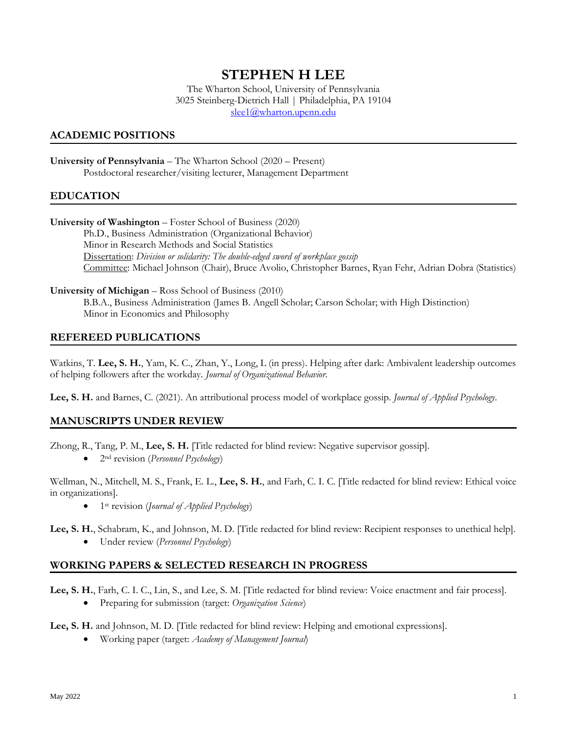# STEPHEN H LEE

The Wharton School, University of Pennsylvania
3025 Steinberg-Dietrich Hall | Philadelphia, PA 19104
slee1@wharton.upenn.edu

## ACADEMIC POSITIONS

**University of Pennsylvania** – The Wharton School (2020 – Present)
Postdoctoral researcher/visiting lecturer, Management Department

## EDUCATION

**University of Washington** – Foster School of Business (2020)
Ph.D., Business Administration (Organizational Behavior)
Minor in Research Methods and Social Statistics
Dissertation: *Division or solidarity: The double-edged sword of workplace gossip*
Committee: Michael Johnson (Chair), Bruce Avolio, Christopher Barnes, Ryan Fehr, Adrian Dobra (Statistics)

**University of Michigan** – Ross School of Business (2010)
B.B.A., Business Administration (James B. Angell Scholar; Carson Scholar; with High Distinction)
Minor in Economics and Philosophy

## REFEREED PUBLICATIONS

Watkins, T. **Lee, S. H.**, Yam, K. C., Zhan, Y., Long, L (in press). Helping after dark: Ambivalent leadership outcomes of helping followers after the workday. *Journal of Organizational Behavior*.

**Lee, S. H.** and Barnes, C. (2021). An attributional process model of workplace gossip. *Journal of Applied Psychology*.

## MANUSCRIPTS UNDER REVIEW

Zhong, R., Tang, P. M., **Lee, S. H.** [Title redacted for blind review: Negative supervisor gossip].

- 2nd revision (*Personnel Psychology*)

Wellman, N., Mitchell, M. S., Frank, E. L., **Lee, S. H.**, and Farh, C. I. C. [Title redacted for blind review: Ethical voice in organizations].

- 1st revision (*Journal of Applied Psychology*)

**Lee, S. H.**, Schabram, K., and Johnson, M. D. [Title redacted for blind review: Recipient responses to unethical help].

- Under review (*Personnel Psychology*)

## WORKING PAPERS & SELECTED RESEARCH IN PROGRESS

**Lee, S. H.**, Farh, C. I. C., Lin, S., and Lee, S. M. [Title redacted for blind review: Voice enactment and fair process].

- Preparing for submission (target: *Organization Science*)

**Lee, S. H.** and Johnson, M. D. [Title redacted for blind review: Helping and emotional expressions].

- Working paper (target: *Academy of Management Journal*)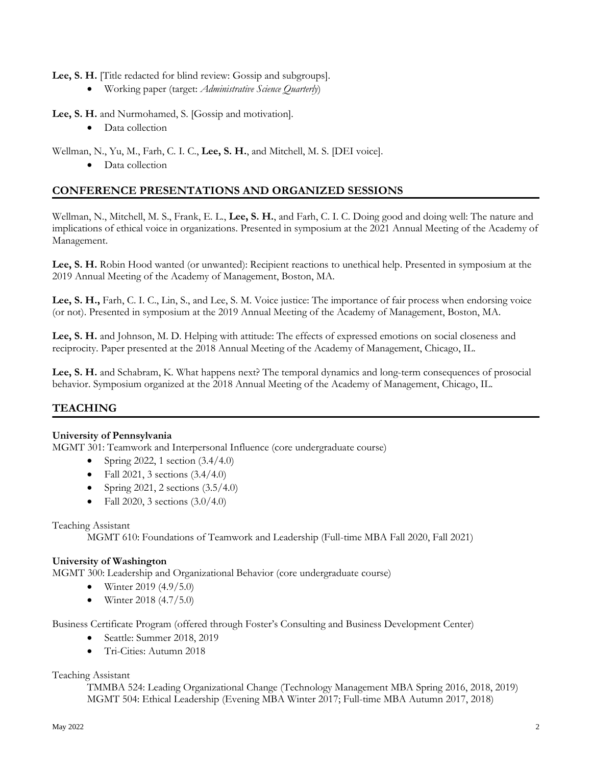**Lee, S. H.** [Title redacted for blind review: Gossip and subgroups].

- Working paper (target: *Administrative Science Quarterly*)

**Lee, S. H.** and Nurmohamed, S. [Gossip and motivation].

- Data collection

Wellman, N., Yu, M., Farh, C. I. C., **Lee, S. H.**, and Mitchell, M. S. [DEI voice].

- Data collection

## CONFERENCE PRESENTATIONS AND ORGANIZED SESSIONS

Wellman, N., Mitchell, M. S., Frank, E. L., **Lee, S. H.**, and Farh, C. I. C. Doing good and doing well: The nature and implications of ethical voice in organizations. Presented in symposium at the 2021 Annual Meeting of the Academy of Management.

**Lee, S. H.** Robin Hood wanted (or unwanted): Recipient reactions to unethical help. Presented in symposium at the 2019 Annual Meeting of the Academy of Management, Boston, MA.

**Lee, S. H.,** Farh, C. I. C., Lin, S., and Lee, S. M. Voice justice: The importance of fair process when endorsing voice (or not). Presented in symposium at the 2019 Annual Meeting of the Academy of Management, Boston, MA.

**Lee, S. H.** and Johnson, M. D. Helping with attitude: The effects of expressed emotions on social closeness and reciprocity. Paper presented at the 2018 Annual Meeting of the Academy of Management, Chicago, IL.

**Lee, S. H.** and Schabram, K. What happens next? The temporal dynamics and long-term consequences of prosocial behavior. Symposium organized at the 2018 Annual Meeting of the Academy of Management, Chicago, IL.

## TEACHING

**University of Pennsylvania**

MGMT 301: Teamwork and Interpersonal Influence (core undergraduate course)

- Spring 2022, 1 section (3.4/4.0)
- Fall 2021, 3 sections (3.4/4.0)
- Spring 2021, 2 sections (3.5/4.0)
- Fall 2020, 3 sections (3.0/4.0)

Teaching Assistant

MGMT 610: Foundations of Teamwork and Leadership (Full-time MBA Fall 2020, Fall 2021)

**University of Washington**

MGMT 300: Leadership and Organizational Behavior (core undergraduate course)

- Winter 2019 (4.9/5.0)
- Winter 2018 (4.7/5.0)

Business Certificate Program (offered through Foster's Consulting and Business Development Center)

- Seattle: Summer 2018, 2019
- Tri-Cities: Autumn 2018

Teaching Assistant

TMMBA 524: Leading Organizational Change (Technology Management MBA Spring 2016, 2018, 2019)
MGMT 504: Ethical Leadership (Evening MBA Winter 2017; Full-time MBA Autumn 2017, 2018)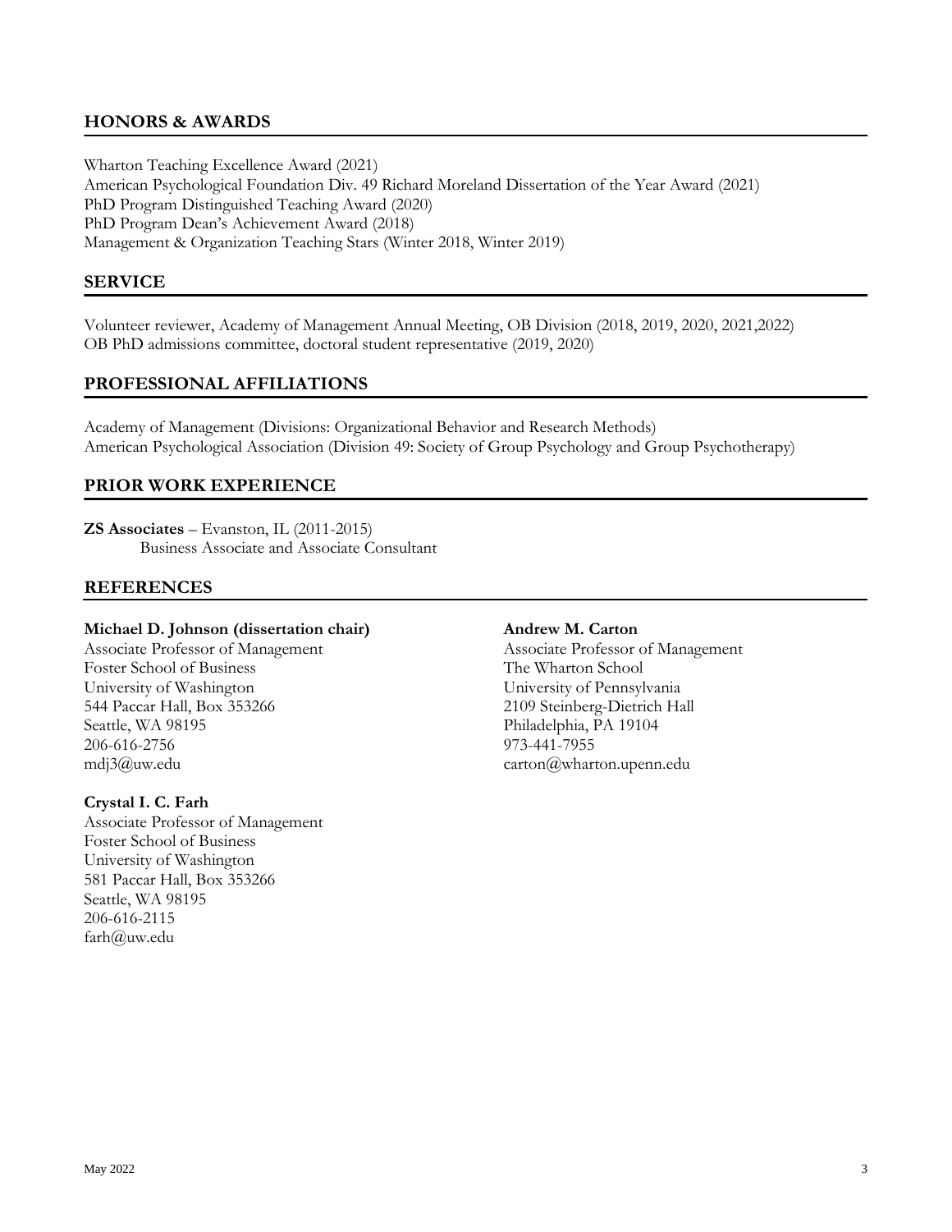## HONORS & AWARDS

Wharton Teaching Excellence Award (2021)
American Psychological Foundation Div. 49 Richard Moreland Dissertation of the Year Award (2021)
PhD Program Distinguished Teaching Award (2020)
PhD Program Dean's Achievement Award (2018)
Management & Organization Teaching Stars (Winter 2018, Winter 2019)

## SERVICE

Volunteer reviewer, Academy of Management Annual Meeting, OB Division (2018, 2019, 2020, 2021,2022)
OB PhD admissions committee, doctoral student representative (2019, 2020)

## PROFESSIONAL AFFILIATIONS

Academy of Management (Divisions: Organizational Behavior and Research Methods)
American Psychological Association (Division 49: Society of Group Psychology and Group Psychotherapy)

## PRIOR WORK EXPERIENCE

**ZS Associates** – Evanston, IL (2011-2015)
Business Associate and Associate Consultant

## REFERENCES

**Michael D. Johnson (dissertation chair)**
Associate Professor of Management
Foster School of Business
University of Washington
544 Paccar Hall, Box 353266
Seattle, WA 98195
206-616-2756
mdj3@uw.edu

**Andrew M. Carton**
Associate Professor of Management
The Wharton School
University of Pennsylvania
2109 Steinberg-Dietrich Hall
Philadelphia, PA 19104
973-441-7955
carton@wharton.upenn.edu

**Crystal I. C. Farh**
Associate Professor of Management
Foster School of Business
University of Washington
581 Paccar Hall, Box 353266
Seattle, WA 98195
206-616-2115
farh@uw.edu